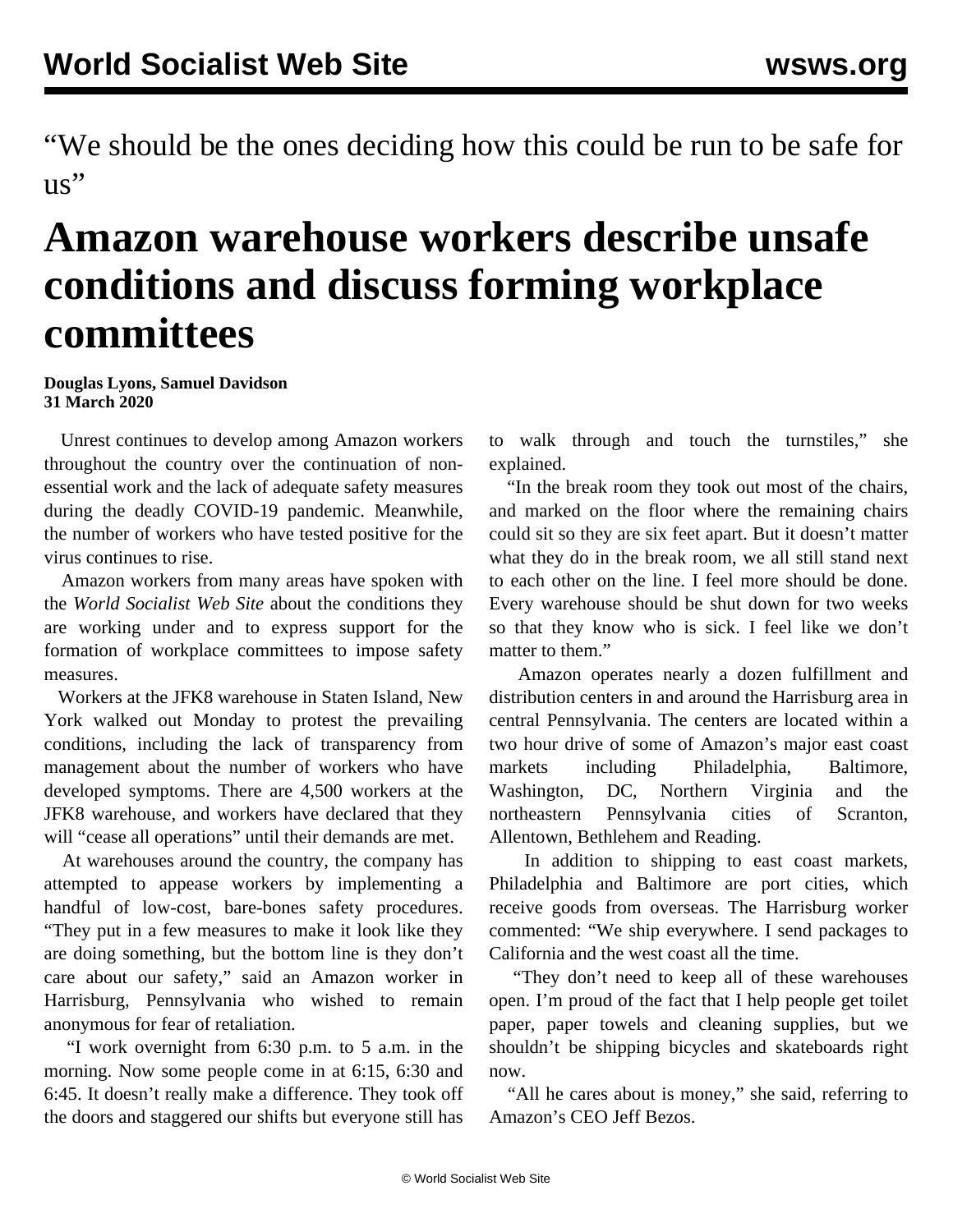“We should be the ones deciding how this could be run to be safe for us”

# Amazon warehouse workers describe unsafe conditions and discuss forming workplace committees

**Douglas Lyons, Samuel Davidson**
**31 March 2020**

Unrest continues to develop among Amazon workers throughout the country over the continuation of non-essential work and the lack of adequate safety measures during the deadly COVID-19 pandemic. Meanwhile, the number of workers who have tested positive for the virus continues to rise.

Amazon workers from many areas have spoken with the *World Socialist Web Site* about the conditions they are working under and to express support for the formation of workplace committees to impose safety measures.

Workers at the JFK8 warehouse in Staten Island, New York walked out Monday to protest the prevailing conditions, including the lack of transparency from management about the number of workers who have developed symptoms. There are 4,500 workers at the JFK8 warehouse, and workers have declared that they will “cease all operations” until their demands are met.

At warehouses around the country, the company has attempted to appease workers by implementing a handful of low-cost, bare-bones safety procedures. “They put in a few measures to make it look like they are doing something, but the bottom line is they don’t care about our safety,” said an Amazon worker in Harrisburg, Pennsylvania who wished to remain anonymous for fear of retaliation.

“I work overnight from 6:30 p.m. to 5 a.m. in the morning. Now some people come in at 6:15, 6:30 and 6:45. It doesn’t really make a difference. They took off the doors and staggered our shifts but everyone still has to walk through and touch the turnstiles,” she explained.

“In the break room they took out most of the chairs, and marked on the floor where the remaining chairs could sit so they are six feet apart. But it doesn’t matter what they do in the break room, we all still stand next to each other on the line. I feel more should be done. Every warehouse should be shut down for two weeks so that they know who is sick. I feel like we don’t matter to them.”

Amazon operates nearly a dozen fulfillment and distribution centers in and around the Harrisburg area in central Pennsylvania. The centers are located within a two hour drive of some of Amazon’s major east coast markets including Philadelphia, Baltimore, Washington, DC, Northern Virginia and the northeastern Pennsylvania cities of Scranton, Allentown, Bethlehem and Reading.

In addition to shipping to east coast markets, Philadelphia and Baltimore are port cities, which receive goods from overseas. The Harrisburg worker commented: “We ship everywhere. I send packages to California and the west coast all the time.

“They don’t need to keep all of these warehouses open. I’m proud of the fact that I help people get toilet paper, paper towels and cleaning supplies, but we shouldn’t be shipping bicycles and skateboards right now.

“All he cares about is money,” she said, referring to Amazon’s CEO Jeff Bezos.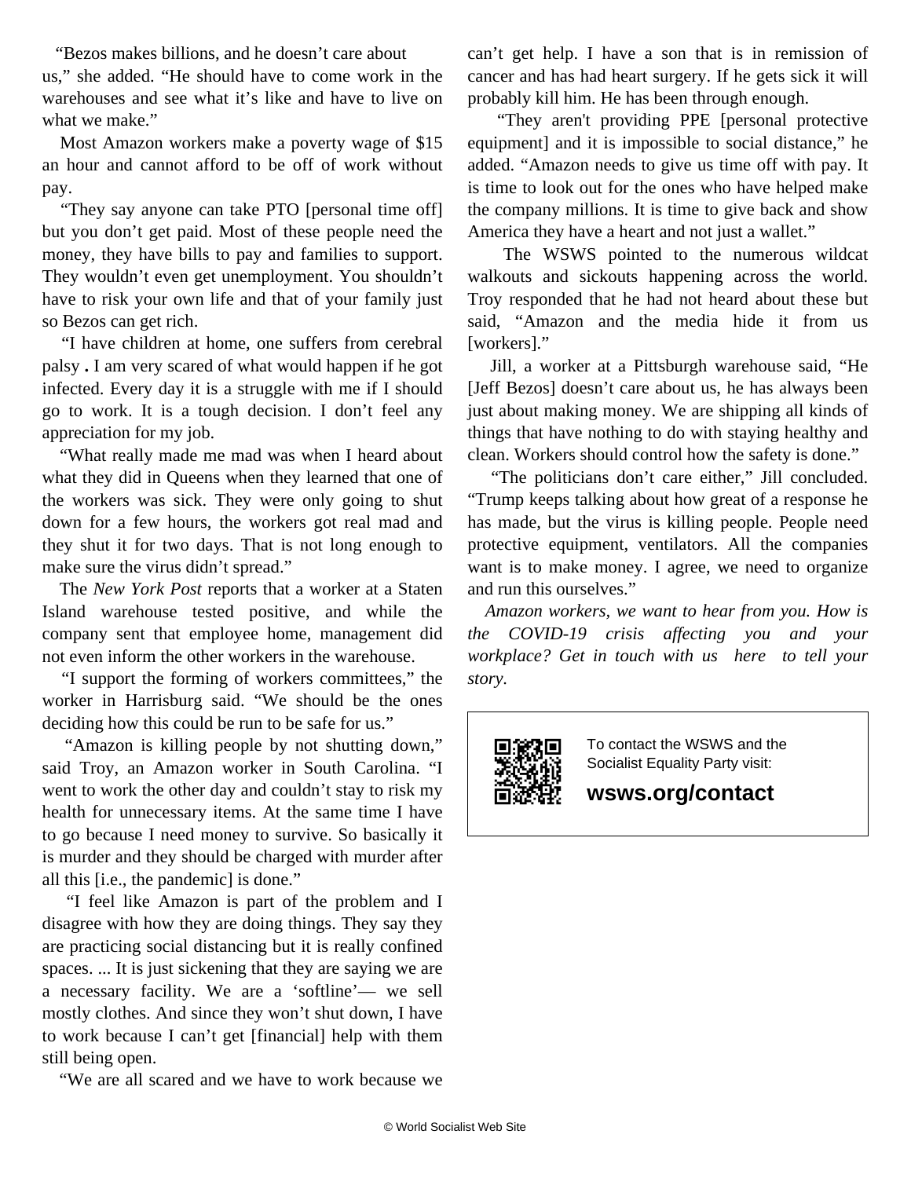"Bezos makes billions, and he doesn't care about us," she added. "He should have to come work in the warehouses and see what it's like and have to live on what we make."

Most Amazon workers make a poverty wage of $15 an hour and cannot afford to be off of work without pay.

"They say anyone can take PTO [personal time off] but you don't get paid. Most of these people need the money, they have bills to pay and families to support. They wouldn't even get unemployment. You shouldn't have to risk your own life and that of your family just so Bezos can get rich.

"I have children at home, one suffers from cerebral palsy **.** I am very scared of what would happen if he got infected. Every day it is a struggle with me if I should go to work. It is a tough decision. I don't feel any appreciation for my job.

"What really made me mad was when I heard about what they did in Queens when they learned that one of the workers was sick. They were only going to shut down for a few hours, the workers got real mad and they shut it for two days. That is not long enough to make sure the virus didn't spread."

The *New York Post* reports that a worker at a Staten Island warehouse tested positive, and while the company sent that employee home, management did not even inform the other workers in the warehouse.

"I support the forming of workers committees," the worker in Harrisburg said. "We should be the ones deciding how this could be run to be safe for us."

"Amazon is killing people by not shutting down," said Troy, an Amazon worker in South Carolina. "I went to work the other day and couldn't stay to risk my health for unnecessary items. At the same time I have to go because I need money to survive. So basically it is murder and they should be charged with murder after all this [i.e., the pandemic] is done."

"I feel like Amazon is part of the problem and I disagree with how they are doing things. They say they are practicing social distancing but it is really confined spaces. ... It is just sickening that they are saying we are a necessary facility. We are a 'softline'— we sell mostly clothes. And since they won't shut down, I have to work because I can't get [financial] help with them still being open.

"We are all scared and we have to work because we can't get help. I have a son that is in remission of cancer and has had heart surgery. If he gets sick it will probably kill him. He has been through enough.

"They aren't providing PPE [personal protective equipment] and it is impossible to social distance," he added. "Amazon needs to give us time off with pay. It is time to look out for the ones who have helped make the company millions. It is time to give back and show America they have a heart and not just a wallet."

The WSWS pointed to the numerous wildcat walkouts and sickouts happening across the world. Troy responded that he had not heard about these but said, "Amazon and the media hide it from us [workers]."

Jill, a worker at a Pittsburgh warehouse said, "He [Jeff Bezos] doesn't care about us, he has always been just about making money. We are shipping all kinds of things that have nothing to do with staying healthy and clean. Workers should control how the safety is done."

"The politicians don't care either," Jill concluded. "Trump keeps talking about how great of a response he has made, but the virus is killing people. People need protective equipment, ventilators. All the companies want is to make money. I agree, we need to organize and run this ourselves."

*Amazon workers, we want to hear from you. How is the COVID-19 crisis affecting you and your workplace? Get in touch with us here to tell your story.*

To contact the WSWS and the Socialist Equality Party visit:

**wsws.org/contact**